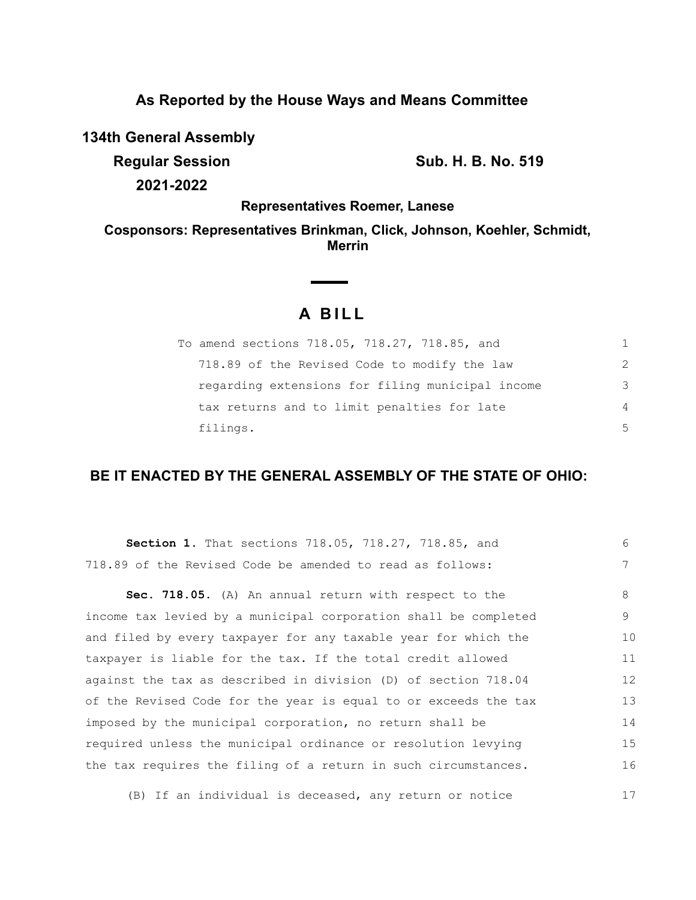## As Reported by the House Ways and Means Committee

**134th General Assembly**

**Regular Session** **Sub. H. B. No. 519**

**2021-2022**

**Representatives Roemer, Lanese**

**Cosponsors: Representatives Brinkman, Click, Johnson, Koehler, Schmidt, Merrin**

# A BILL

To amend sections 718.05, 718.27, 718.85, and 718.89 of the Revised Code to modify the law regarding extensions for filing municipal income tax returns and to limit penalties for late filings.

## BE IT ENACTED BY THE GENERAL ASSEMBLY OF THE STATE OF OHIO:

**Section 1.** That sections 718.05, 718.27, 718.85, and 718.89 of the Revised Code be amended to read as follows:

**Sec. 718.05.** (A) An annual return with respect to the income tax levied by a municipal corporation shall be completed and filed by every taxpayer for any taxable year for which the taxpayer is liable for the tax. If the total credit allowed against the tax as described in division (D) of section 718.04 of the Revised Code for the year is equal to or exceeds the tax imposed by the municipal corporation, no return shall be required unless the municipal ordinance or resolution levying the tax requires the filing of a return in such circumstances.

(B) If an individual is deceased, any return or notice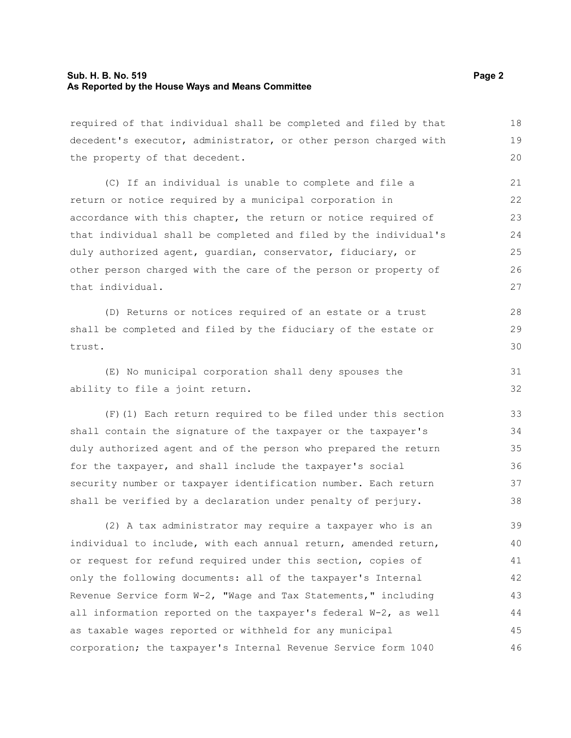required of that individual shall be completed and filed by that decedent's executor, administrator, or other person charged with the property of that decedent.

(C) If an individual is unable to complete and file a return or notice required by a municipal corporation in accordance with this chapter, the return or notice required of that individual shall be completed and filed by the individual's duly authorized agent, guardian, conservator, fiduciary, or other person charged with the care of the person or property of that individual.

(D) Returns or notices required of an estate or a trust shall be completed and filed by the fiduciary of the estate or trust.

(E) No municipal corporation shall deny spouses the ability to file a joint return.

(F)(1) Each return required to be filed under this section shall contain the signature of the taxpayer or the taxpayer's duly authorized agent and of the person who prepared the return for the taxpayer, and shall include the taxpayer's social security number or taxpayer identification number. Each return shall be verified by a declaration under penalty of perjury.

(2) A tax administrator may require a taxpayer who is an individual to include, with each annual return, amended return, or request for refund required under this section, copies of only the following documents: all of the taxpayer's Internal Revenue Service form W-2, "Wage and Tax Statements," including all information reported on the taxpayer's federal W-2, as well as taxable wages reported or withheld for any municipal corporation; the taxpayer's Internal Revenue Service form 1040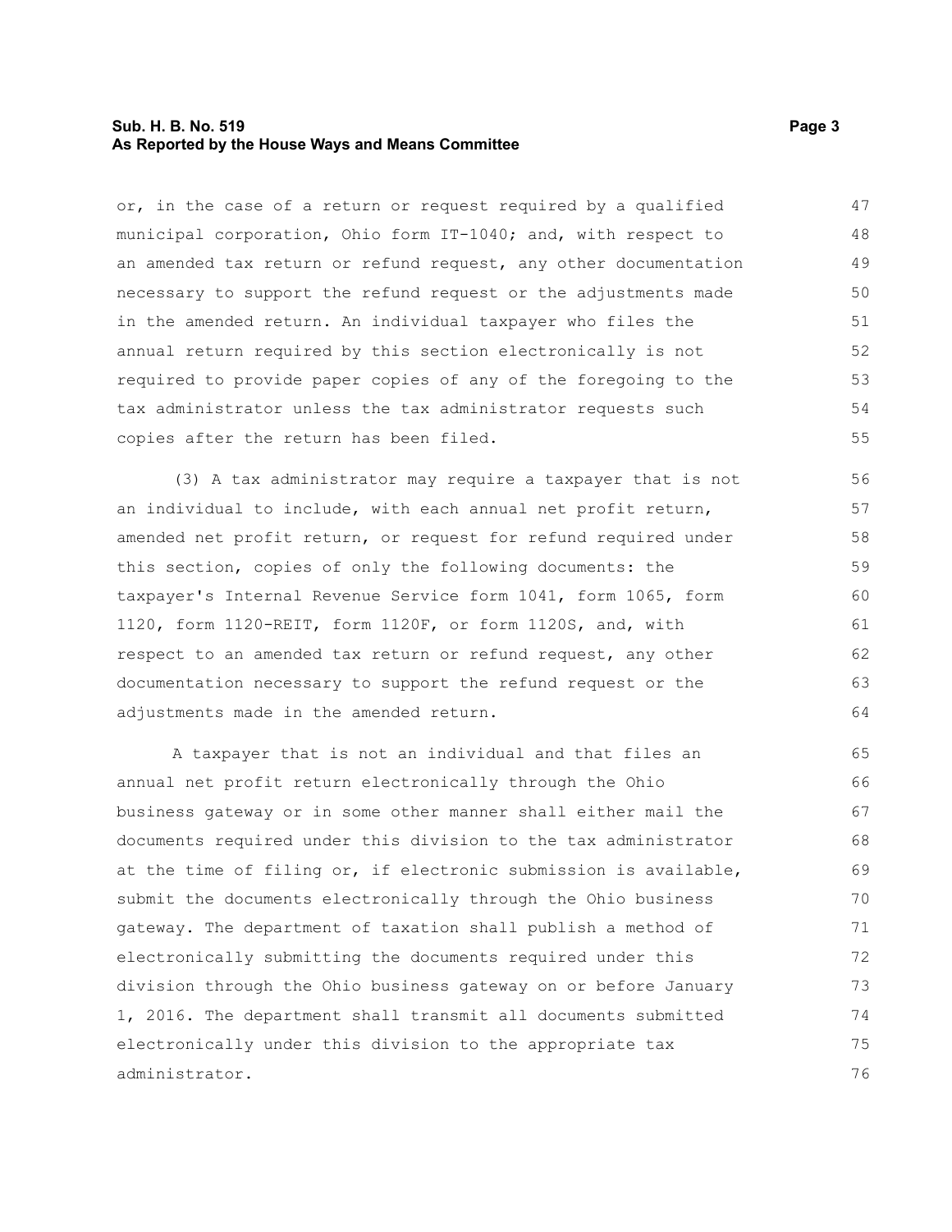or, in the case of a return or request required by a qualified municipal corporation, Ohio form IT-1040; and, with respect to an amended tax return or refund request, any other documentation necessary to support the refund request or the adjustments made in the amended return. An individual taxpayer who files the annual return required by this section electronically is not required to provide paper copies of any of the foregoing to the tax administrator unless the tax administrator requests such copies after the return has been filed.

(3) A tax administrator may require a taxpayer that is not an individual to include, with each annual net profit return, amended net profit return, or request for refund required under this section, copies of only the following documents: the taxpayer's Internal Revenue Service form 1041, form 1065, form 1120, form 1120-REIT, form 1120F, or form 1120S, and, with respect to an amended tax return or refund request, any other documentation necessary to support the refund request or the adjustments made in the amended return.

A taxpayer that is not an individual and that files an annual net profit return electronically through the Ohio business gateway or in some other manner shall either mail the documents required under this division to the tax administrator at the time of filing or, if electronic submission is available, submit the documents electronically through the Ohio business gateway. The department of taxation shall publish a method of electronically submitting the documents required under this division through the Ohio business gateway on or before January 1, 2016. The department shall transmit all documents submitted electronically under this division to the appropriate tax administrator.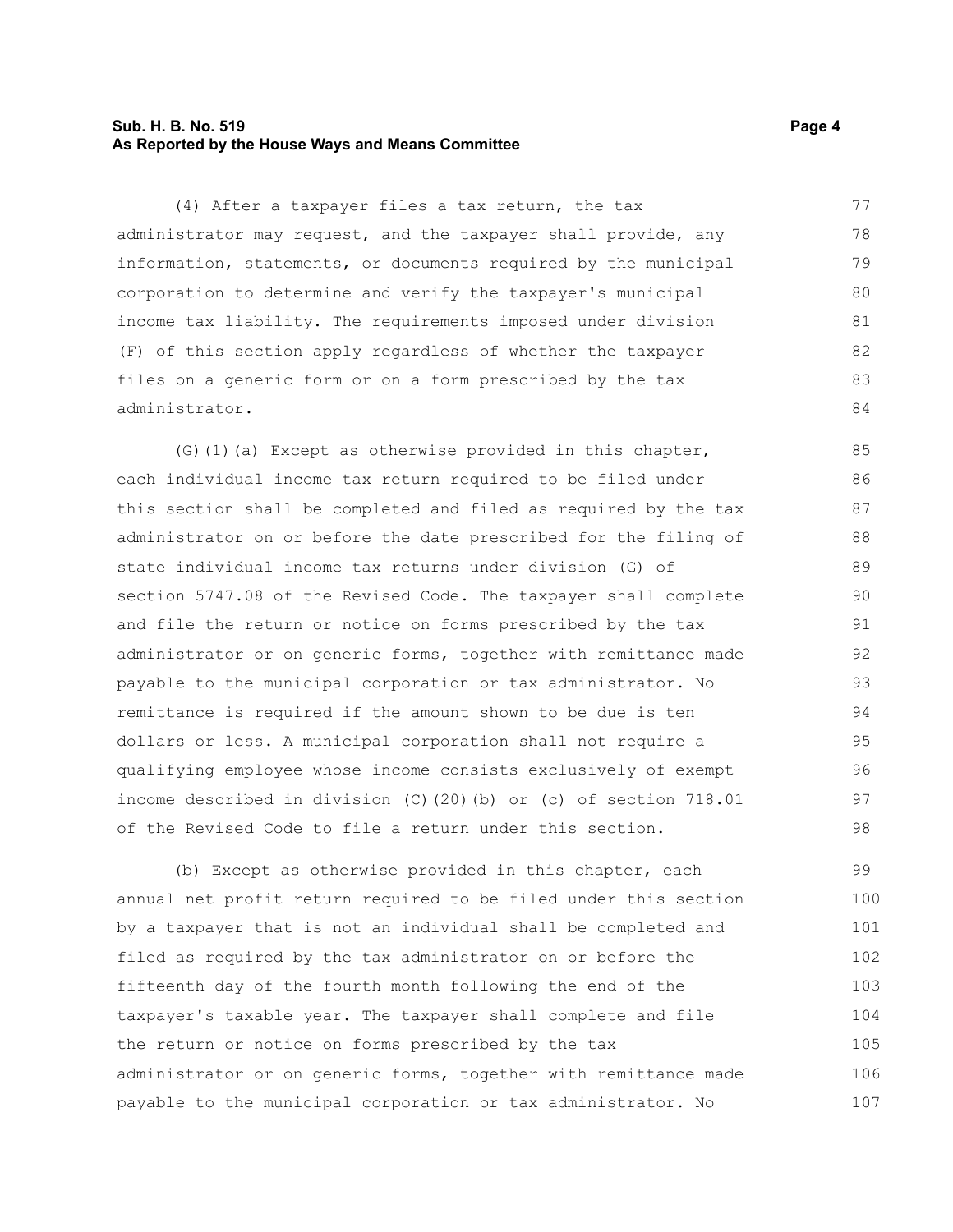(4) After a taxpayer files a tax return, the tax administrator may request, and the taxpayer shall provide, any information, statements, or documents required by the municipal corporation to determine and verify the taxpayer's municipal income tax liability. The requirements imposed under division (F) of this section apply regardless of whether the taxpayer files on a generic form or on a form prescribed by the tax administrator.

(G)(1)(a) Except as otherwise provided in this chapter, each individual income tax return required to be filed under this section shall be completed and filed as required by the tax administrator on or before the date prescribed for the filing of state individual income tax returns under division (G) of section 5747.08 of the Revised Code. The taxpayer shall complete and file the return or notice on forms prescribed by the tax administrator or on generic forms, together with remittance made payable to the municipal corporation or tax administrator. No remittance is required if the amount shown to be due is ten dollars or less. A municipal corporation shall not require a qualifying employee whose income consists exclusively of exempt income described in division (C)(20)(b) or (c) of section 718.01 of the Revised Code to file a return under this section.

(b) Except as otherwise provided in this chapter, each annual net profit return required to be filed under this section by a taxpayer that is not an individual shall be completed and filed as required by the tax administrator on or before the fifteenth day of the fourth month following the end of the taxpayer's taxable year. The taxpayer shall complete and file the return or notice on forms prescribed by the tax administrator or on generic forms, together with remittance made payable to the municipal corporation or tax administrator. No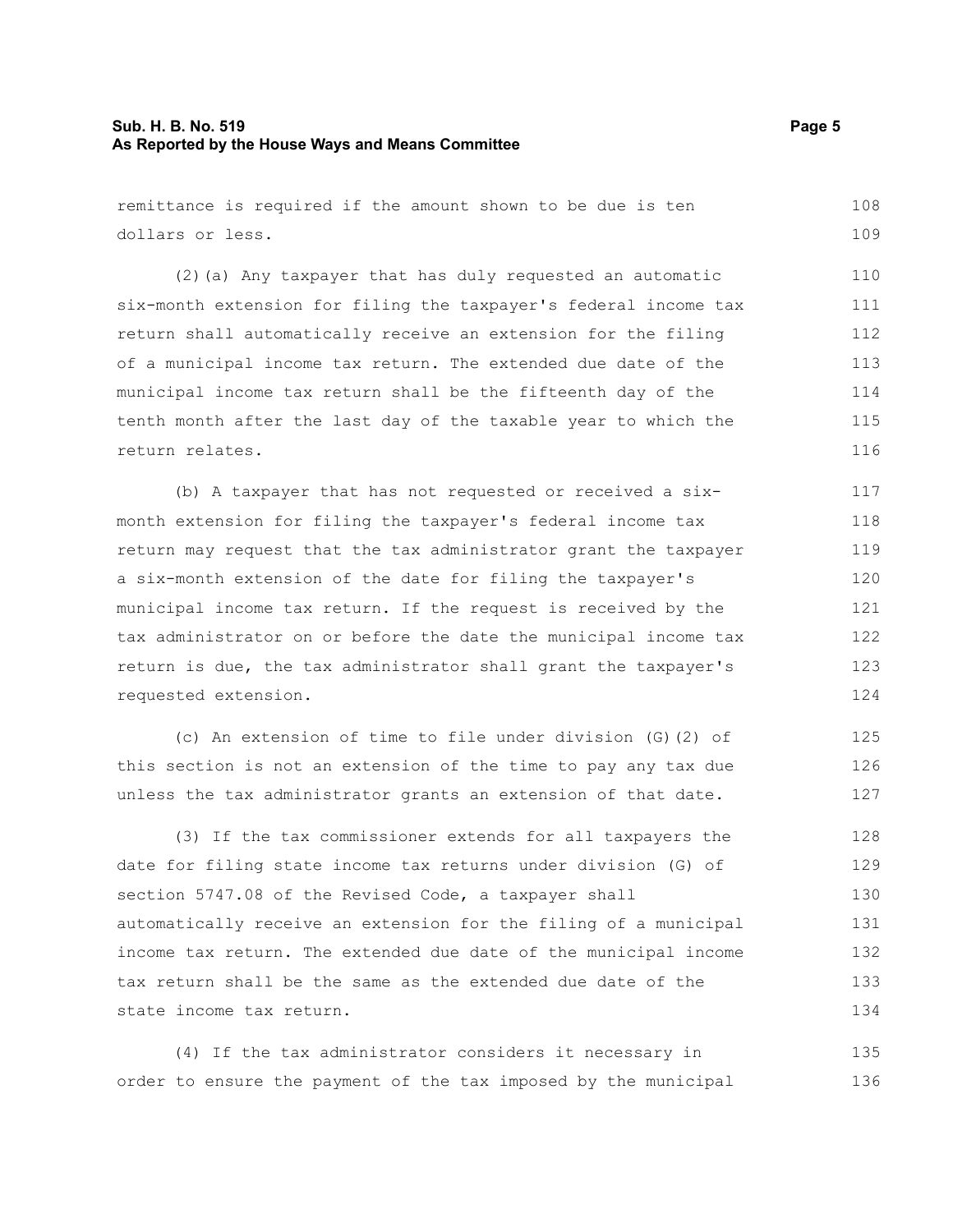remittance is required if the amount shown to be due is ten dollars or less.

(2)(a) Any taxpayer that has duly requested an automatic six-month extension for filing the taxpayer's federal income tax return shall automatically receive an extension for the filing of a municipal income tax return. The extended due date of the municipal income tax return shall be the fifteenth day of the tenth month after the last day of the taxable year to which the return relates.

(b) A taxpayer that has not requested or received a six-month extension for filing the taxpayer's federal income tax return may request that the tax administrator grant the taxpayer a six-month extension of the date for filing the taxpayer's municipal income tax return. If the request is received by the tax administrator on or before the date the municipal income tax return is due, the tax administrator shall grant the taxpayer's requested extension.

(c) An extension of time to file under division (G)(2) of this section is not an extension of the time to pay any tax due unless the tax administrator grants an extension of that date.

(3) If the tax commissioner extends for all taxpayers the date for filing state income tax returns under division (G) of section 5747.08 of the Revised Code, a taxpayer shall automatically receive an extension for the filing of a municipal income tax return. The extended due date of the municipal income tax return shall be the same as the extended due date of the state income tax return.

(4) If the tax administrator considers it necessary in order to ensure the payment of the tax imposed by the municipal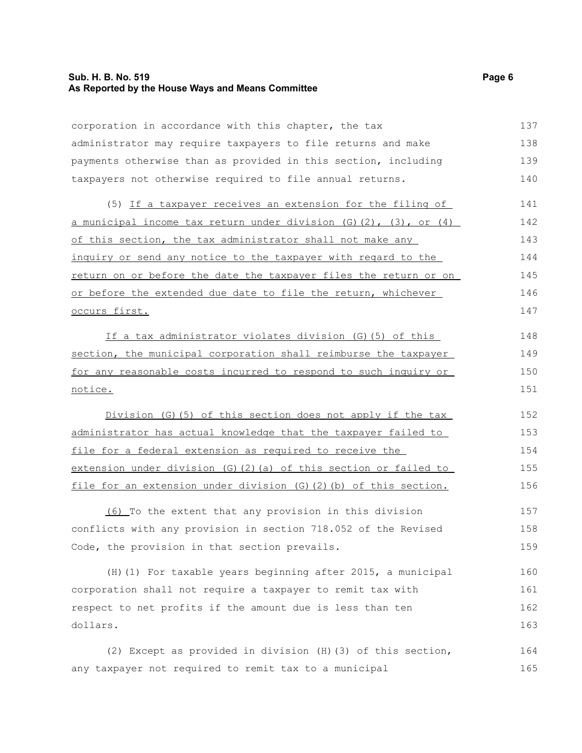corporation in accordance with this chapter, the tax administrator may require taxpayers to file returns and make payments otherwise than as provided in this section, including taxpayers not otherwise required to file annual returns.

(5) <u>If a taxpayer receives an extension for the filing of a municipal income tax return under division (G)(2), (3), or (4) of this section, the tax administrator shall not make any inquiry or send any notice to the taxpayer with regard to the return on or before the date the taxpayer files the return or on or before the extended due date to file the return, whichever occurs first.</u>

<u>If a tax administrator violates division (G)(5) of this section, the municipal corporation shall reimburse the taxpayer for any reasonable costs incurred to respond to such inquiry or notice.</u>

<u>Division (G)(5) of this section does not apply if the tax administrator has actual knowledge that the taxpayer failed to file for a federal extension as required to receive the extension under division (G)(2)(a) of this section or failed to file for an extension under division (G)(2)(b) of this section.</u>

<u>(6)</u> To the extent that any provision in this division conflicts with any provision in section 718.052 of the Revised Code, the provision in that section prevails.

(H)(1) For taxable years beginning after 2015, a municipal corporation shall not require a taxpayer to remit tax with respect to net profits if the amount due is less than ten dollars.

(2) Except as provided in division (H)(3) of this section, any taxpayer not required to remit tax to a municipal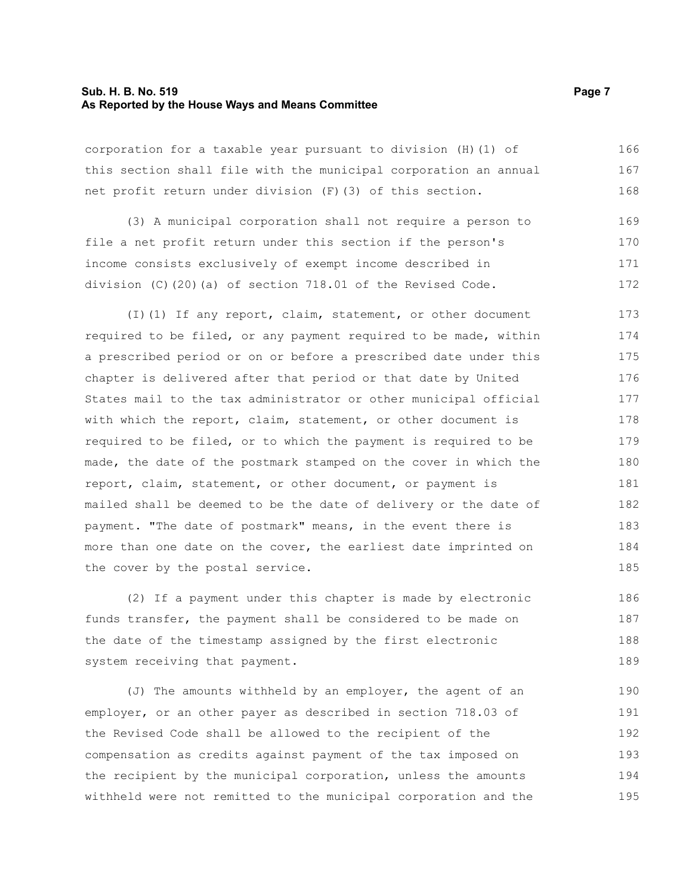corporation for a taxable year pursuant to division (H)(1) of this section shall file with the municipal corporation an annual net profit return under division (F)(3) of this section.

(3) A municipal corporation shall not require a person to file a net profit return under this section if the person's income consists exclusively of exempt income described in division (C)(20)(a) of section 718.01 of the Revised Code.

(I)(1) If any report, claim, statement, or other document required to be filed, or any payment required to be made, within a prescribed period or on or before a prescribed date under this chapter is delivered after that period or that date by United States mail to the tax administrator or other municipal official with which the report, claim, statement, or other document is required to be filed, or to which the payment is required to be made, the date of the postmark stamped on the cover in which the report, claim, statement, or other document, or payment is mailed shall be deemed to be the date of delivery or the date of payment. "The date of postmark" means, in the event there is more than one date on the cover, the earliest date imprinted on the cover by the postal service.

(2) If a payment under this chapter is made by electronic funds transfer, the payment shall be considered to be made on the date of the timestamp assigned by the first electronic system receiving that payment.

(J) The amounts withheld by an employer, the agent of an employer, or an other payer as described in section 718.03 of the Revised Code shall be allowed to the recipient of the compensation as credits against payment of the tax imposed on the recipient by the municipal corporation, unless the amounts withheld were not remitted to the municipal corporation and the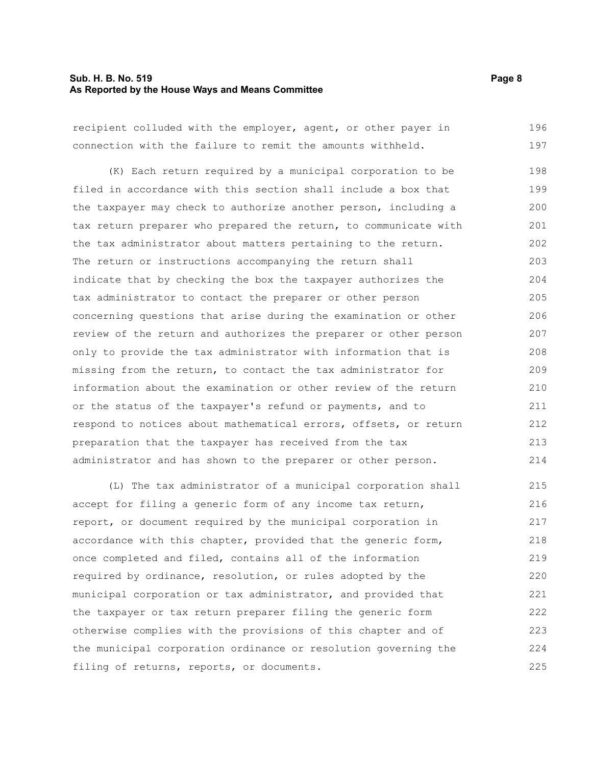recipient colluded with the employer, agent, or other payer in connection with the failure to remit the amounts withheld.

(K) Each return required by a municipal corporation to be filed in accordance with this section shall include a box that the taxpayer may check to authorize another person, including a tax return preparer who prepared the return, to communicate with the tax administrator about matters pertaining to the return. The return or instructions accompanying the return shall indicate that by checking the box the taxpayer authorizes the tax administrator to contact the preparer or other person concerning questions that arise during the examination or other review of the return and authorizes the preparer or other person only to provide the tax administrator with information that is missing from the return, to contact the tax administrator for information about the examination or other review of the return or the status of the taxpayer's refund or payments, and to respond to notices about mathematical errors, offsets, or return preparation that the taxpayer has received from the tax administrator and has shown to the preparer or other person.

(L) The tax administrator of a municipal corporation shall accept for filing a generic form of any income tax return, report, or document required by the municipal corporation in accordance with this chapter, provided that the generic form, once completed and filed, contains all of the information required by ordinance, resolution, or rules adopted by the municipal corporation or tax administrator, and provided that the taxpayer or tax return preparer filing the generic form otherwise complies with the provisions of this chapter and of the municipal corporation ordinance or resolution governing the filing of returns, reports, or documents.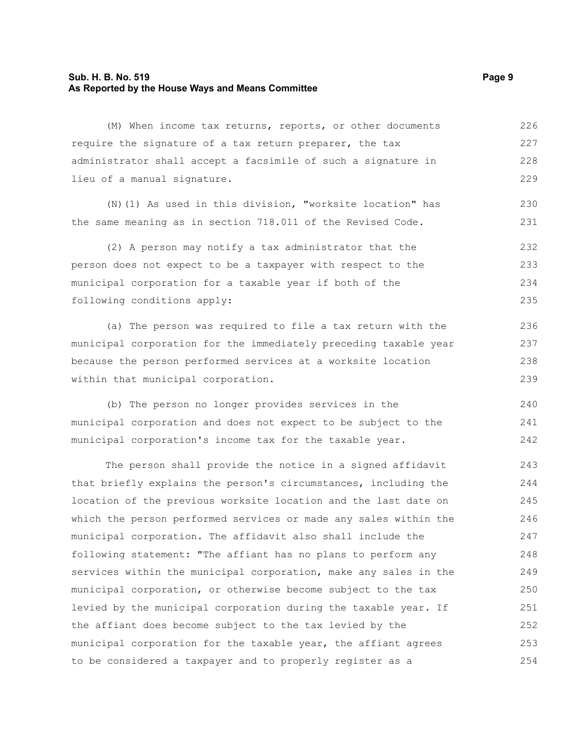(M) When income tax returns, reports, or other documents require the signature of a tax return preparer, the tax administrator shall accept a facsimile of such a signature in lieu of a manual signature.

(N)(1) As used in this division, "worksite location" has the same meaning as in section 718.011 of the Revised Code.

(2) A person may notify a tax administrator that the person does not expect to be a taxpayer with respect to the municipal corporation for a taxable year if both of the following conditions apply:

(a) The person was required to file a tax return with the municipal corporation for the immediately preceding taxable year because the person performed services at a worksite location within that municipal corporation.

(b) The person no longer provides services in the municipal corporation and does not expect to be subject to the municipal corporation's income tax for the taxable year.

The person shall provide the notice in a signed affidavit that briefly explains the person's circumstances, including the location of the previous worksite location and the last date on which the person performed services or made any sales within the municipal corporation. The affidavit also shall include the following statement: "The affiant has no plans to perform any services within the municipal corporation, make any sales in the municipal corporation, or otherwise become subject to the tax levied by the municipal corporation during the taxable year. If the affiant does become subject to the tax levied by the municipal corporation for the taxable year, the affiant agrees to be considered a taxpayer and to properly register as a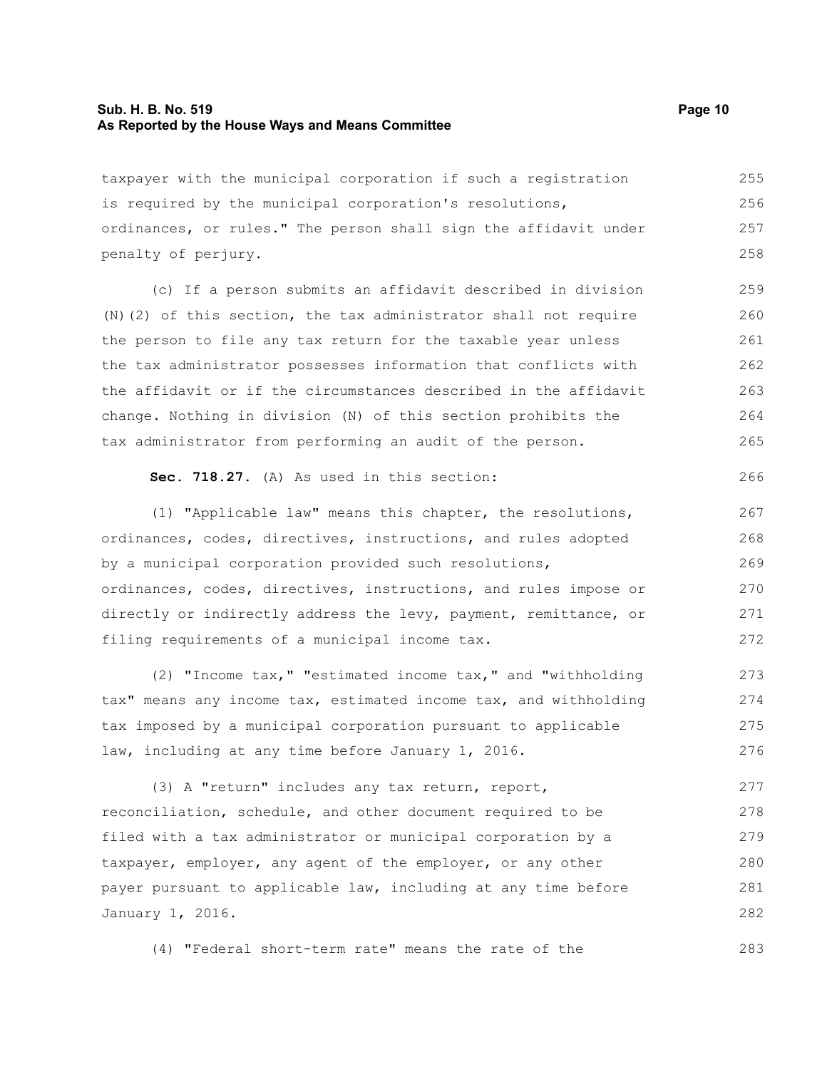taxpayer with the municipal corporation if such a registration is required by the municipal corporation's resolutions, ordinances, or rules." The person shall sign the affidavit under penalty of perjury.

(c) If a person submits an affidavit described in division (N)(2) of this section, the tax administrator shall not require the person to file any tax return for the taxable year unless the tax administrator possesses information that conflicts with the affidavit or if the circumstances described in the affidavit change. Nothing in division (N) of this section prohibits the tax administrator from performing an audit of the person.

**Sec. 718.27.** (A) As used in this section:

(1) "Applicable law" means this chapter, the resolutions, ordinances, codes, directives, instructions, and rules adopted by a municipal corporation provided such resolutions, ordinances, codes, directives, instructions, and rules impose or directly or indirectly address the levy, payment, remittance, or filing requirements of a municipal income tax.

(2) "Income tax," "estimated income tax," and "withholding tax" means any income tax, estimated income tax, and withholding tax imposed by a municipal corporation pursuant to applicable law, including at any time before January 1, 2016.

(3) A "return" includes any tax return, report, reconciliation, schedule, and other document required to be filed with a tax administrator or municipal corporation by a taxpayer, employer, any agent of the employer, or any other payer pursuant to applicable law, including at any time before January 1, 2016.

(4) "Federal short-term rate" means the rate of the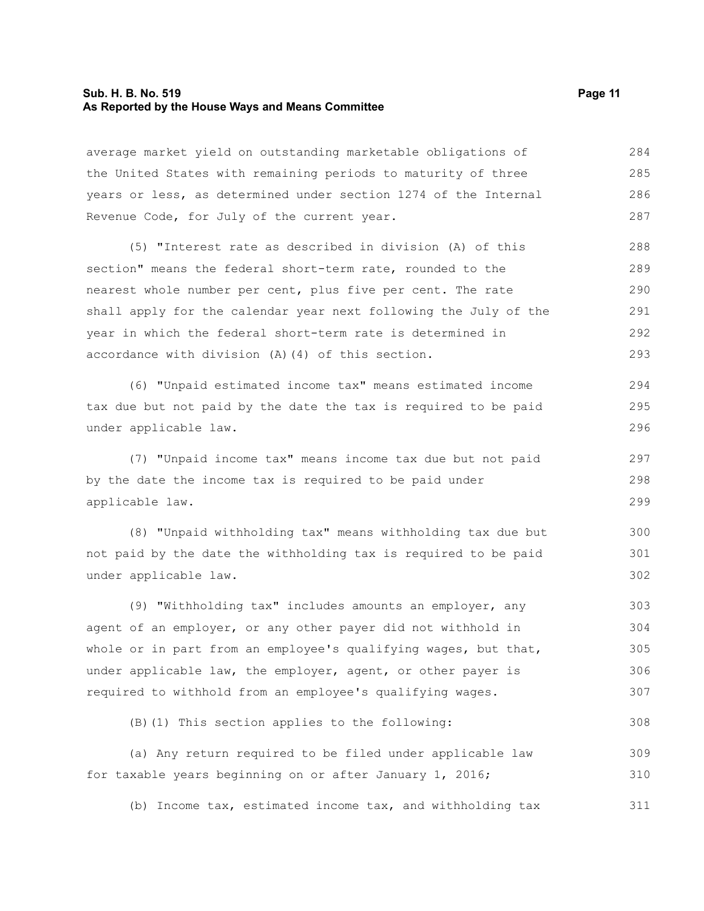average market yield on outstanding marketable obligations of the United States with remaining periods to maturity of three years or less, as determined under section 1274 of the Internal Revenue Code, for July of the current year.

(5) "Interest rate as described in division (A) of this section" means the federal short-term rate, rounded to the nearest whole number per cent, plus five per cent. The rate shall apply for the calendar year next following the July of the year in which the federal short-term rate is determined in accordance with division (A)(4) of this section.

(6) "Unpaid estimated income tax" means estimated income tax due but not paid by the date the tax is required to be paid under applicable law.

(7) "Unpaid income tax" means income tax due but not paid by the date the income tax is required to be paid under applicable law.

(8) "Unpaid withholding tax" means withholding tax due but not paid by the date the withholding tax is required to be paid under applicable law.

(9) "Withholding tax" includes amounts an employer, any agent of an employer, or any other payer did not withhold in whole or in part from an employee's qualifying wages, but that, under applicable law, the employer, agent, or other payer is required to withhold from an employee's qualifying wages.

(B)(1) This section applies to the following:

(a) Any return required to be filed under applicable law for taxable years beginning on or after January 1, 2016;

(b) Income tax, estimated income tax, and withholding tax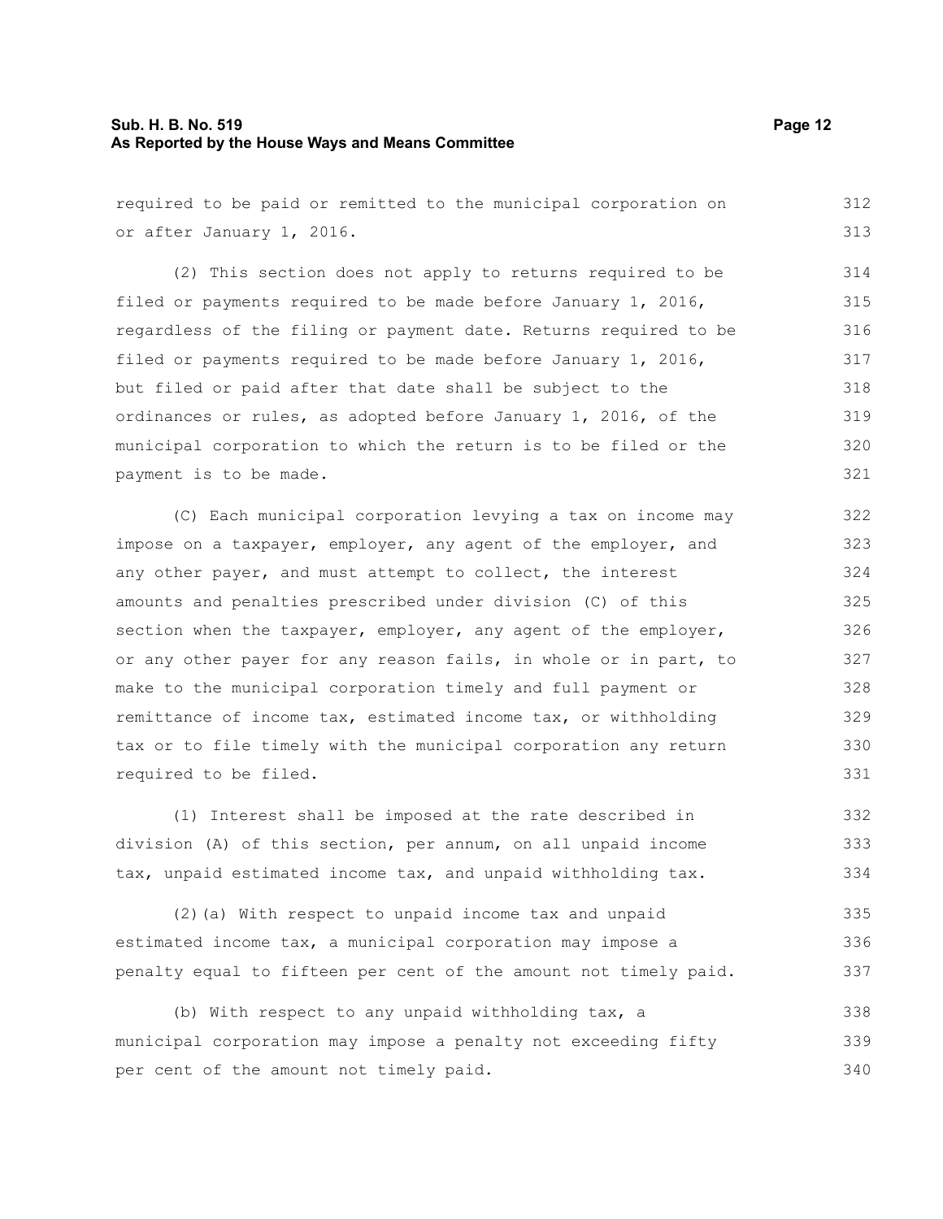required to be paid or remitted to the municipal corporation on or after January 1, 2016.

(2) This section does not apply to returns required to be filed or payments required to be made before January 1, 2016, regardless of the filing or payment date. Returns required to be filed or payments required to be made before January 1, 2016, but filed or paid after that date shall be subject to the ordinances or rules, as adopted before January 1, 2016, of the municipal corporation to which the return is to be filed or the payment is to be made.

(C) Each municipal corporation levying a tax on income may impose on a taxpayer, employer, any agent of the employer, and any other payer, and must attempt to collect, the interest amounts and penalties prescribed under division (C) of this section when the taxpayer, employer, any agent of the employer, or any other payer for any reason fails, in whole or in part, to make to the municipal corporation timely and full payment or remittance of income tax, estimated income tax, or withholding tax or to file timely with the municipal corporation any return required to be filed.

(1) Interest shall be imposed at the rate described in division (A) of this section, per annum, on all unpaid income tax, unpaid estimated income tax, and unpaid withholding tax.

(2)(a) With respect to unpaid income tax and unpaid estimated income tax, a municipal corporation may impose a penalty equal to fifteen per cent of the amount not timely paid.

(b) With respect to any unpaid withholding tax, a municipal corporation may impose a penalty not exceeding fifty per cent of the amount not timely paid.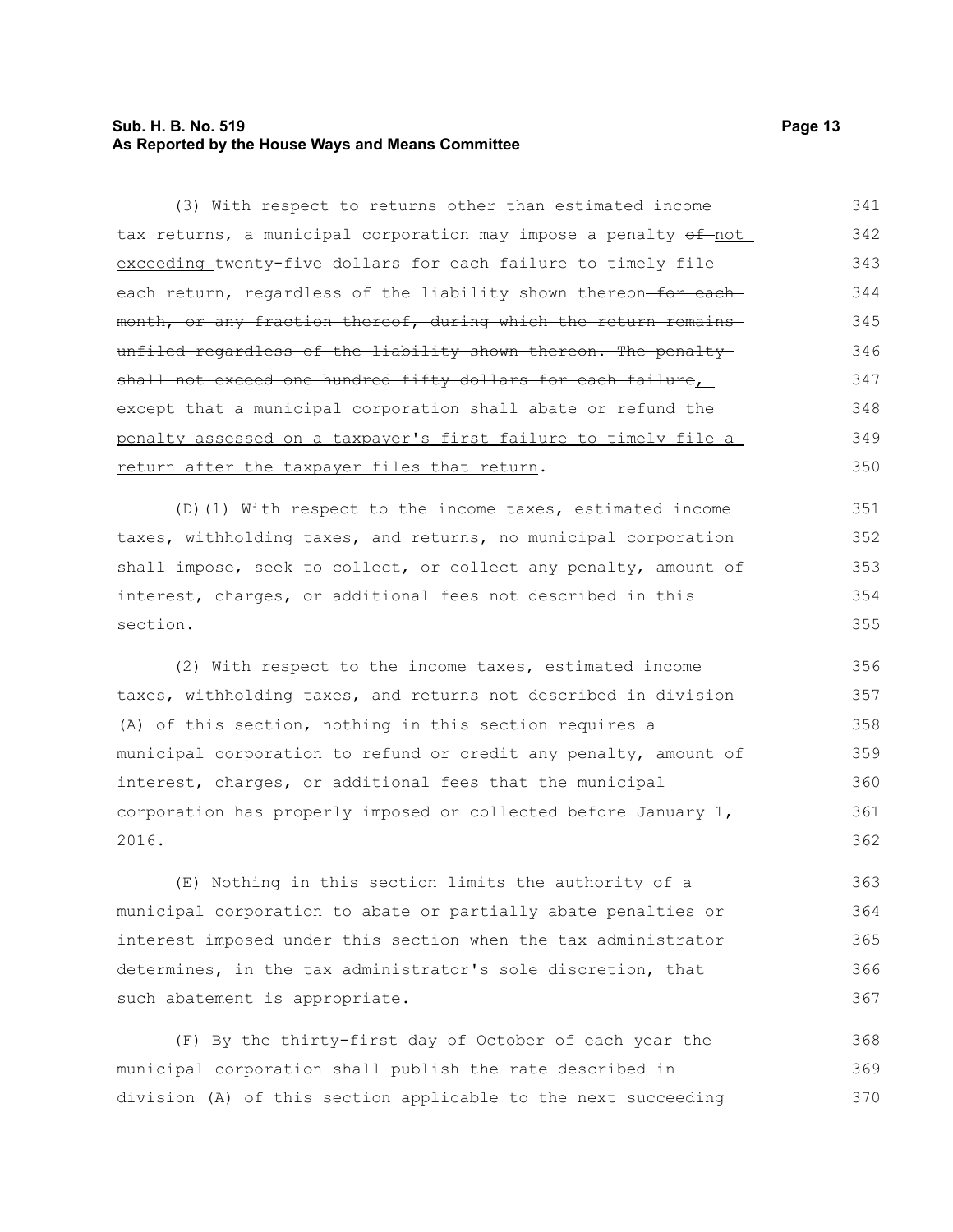(3) With respect to returns other than estimated income tax returns, a municipal corporation may impose a penalty ~~of~~ <u>not exceeding</u> twenty-five dollars for each failure to timely file each return, regardless of the liability shown thereon ~~for each month, or any fraction thereof, during which the return remains unfiled regardless of the liability shown thereon. The penalty shall not exceed one hundred fifty dollars for each failure~~<u>, except that a municipal corporation shall abate or refund the penalty assessed on a taxpayer's first failure to timely file a return after the taxpayer files that return</u>.

(D)(1) With respect to the income taxes, estimated income taxes, withholding taxes, and returns, no municipal corporation shall impose, seek to collect, or collect any penalty, amount of interest, charges, or additional fees not described in this section.

(2) With respect to the income taxes, estimated income taxes, withholding taxes, and returns not described in division (A) of this section, nothing in this section requires a municipal corporation to refund or credit any penalty, amount of interest, charges, or additional fees that the municipal corporation has properly imposed or collected before January 1, 2016.

(E) Nothing in this section limits the authority of a municipal corporation to abate or partially abate penalties or interest imposed under this section when the tax administrator determines, in the tax administrator's sole discretion, that such abatement is appropriate.

(F) By the thirty-first day of October of each year the municipal corporation shall publish the rate described in division (A) of this section applicable to the next succeeding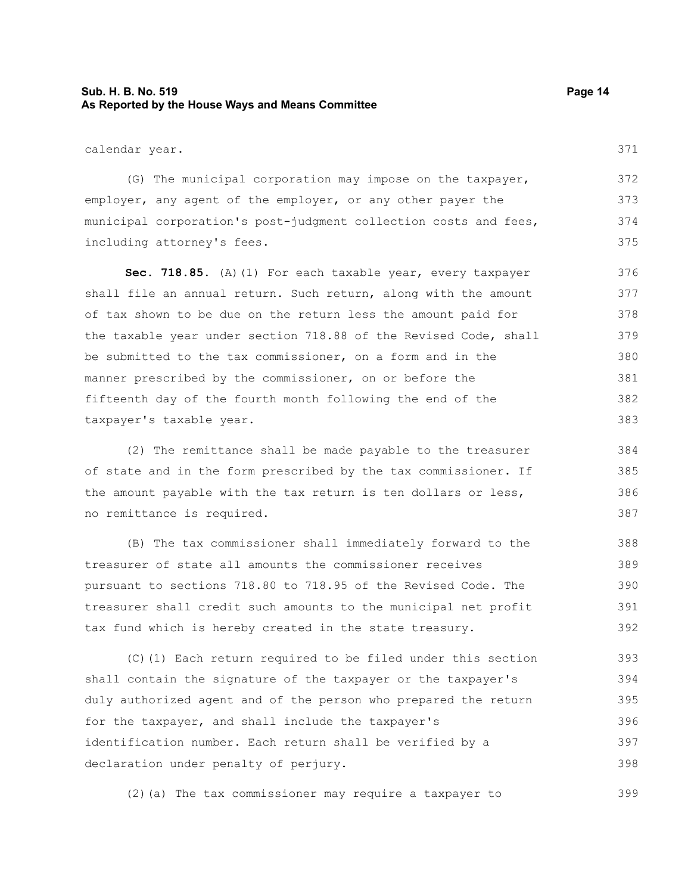calendar year.

(G) The municipal corporation may impose on the taxpayer, employer, any agent of the employer, or any other payer the municipal corporation's post-judgment collection costs and fees, including attorney's fees.

**Sec. 718.85.** (A)(1) For each taxable year, every taxpayer shall file an annual return. Such return, along with the amount of tax shown to be due on the return less the amount paid for the taxable year under section 718.88 of the Revised Code, shall be submitted to the tax commissioner, on a form and in the manner prescribed by the commissioner, on or before the fifteenth day of the fourth month following the end of the taxpayer's taxable year.

(2) The remittance shall be made payable to the treasurer of state and in the form prescribed by the tax commissioner. If the amount payable with the tax return is ten dollars or less, no remittance is required.

(B) The tax commissioner shall immediately forward to the treasurer of state all amounts the commissioner receives pursuant to sections 718.80 to 718.95 of the Revised Code. The treasurer shall credit such amounts to the municipal net profit tax fund which is hereby created in the state treasury.

(C)(1) Each return required to be filed under this section shall contain the signature of the taxpayer or the taxpayer's duly authorized agent and of the person who prepared the return for the taxpayer, and shall include the taxpayer's identification number. Each return shall be verified by a declaration under penalty of perjury.

(2)(a) The tax commissioner may require a taxpayer to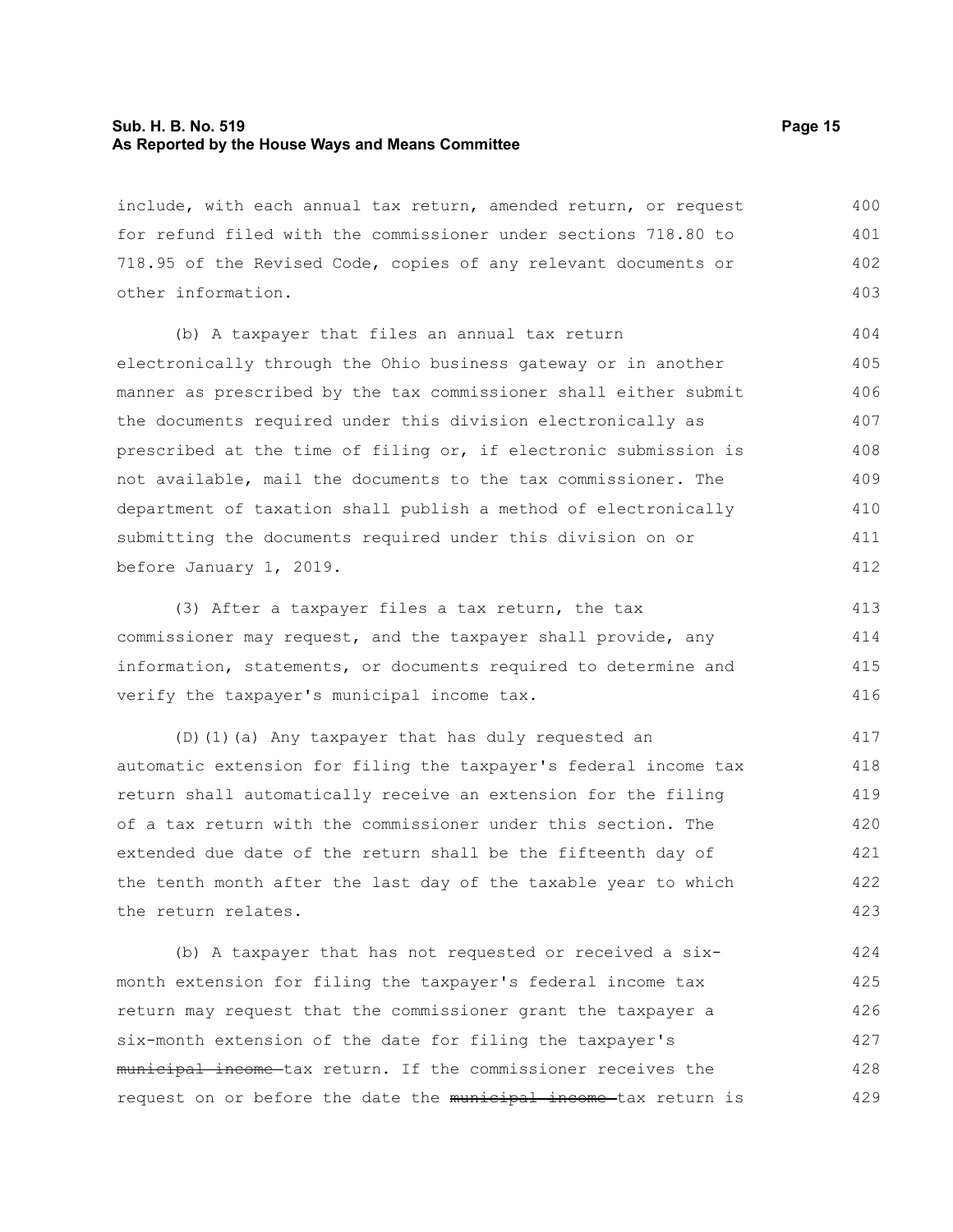include, with each annual tax return, amended return, or request for refund filed with the commissioner under sections 718.80 to 718.95 of the Revised Code, copies of any relevant documents or other information.

(b) A taxpayer that files an annual tax return electronically through the Ohio business gateway or in another manner as prescribed by the tax commissioner shall either submit the documents required under this division electronically as prescribed at the time of filing or, if electronic submission is not available, mail the documents to the tax commissioner. The department of taxation shall publish a method of electronically submitting the documents required under this division on or before January 1, 2019.

(3) After a taxpayer files a tax return, the tax commissioner may request, and the taxpayer shall provide, any information, statements, or documents required to determine and verify the taxpayer's municipal income tax.

(D)(1)(a) Any taxpayer that has duly requested an automatic extension for filing the taxpayer's federal income tax return shall automatically receive an extension for the filing of a tax return with the commissioner under this section. The extended due date of the return shall be the fifteenth day of the tenth month after the last day of the taxable year to which the return relates.

(b) A taxpayer that has not requested or received a six-month extension for filing the taxpayer's federal income tax return may request that the commissioner grant the taxpayer a six-month extension of the date for filing the taxpayer's ~~municipal income~~ tax return. If the commissioner receives the request on or before the date the ~~municipal income~~ tax return is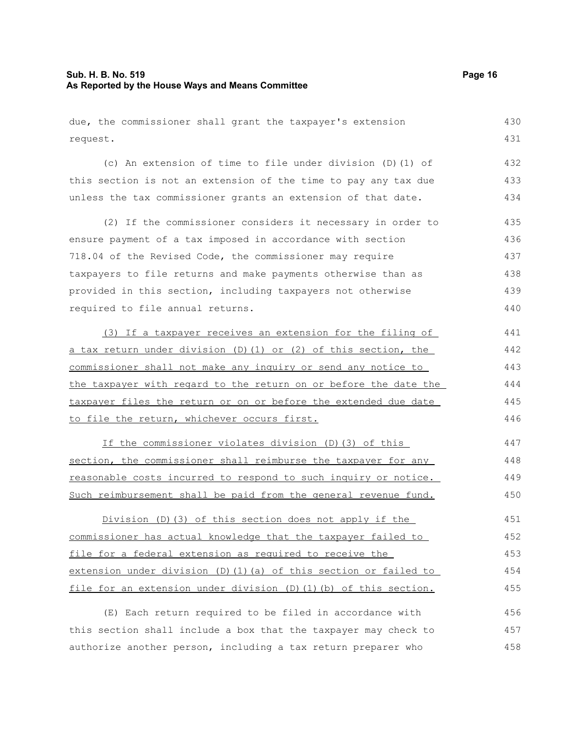due, the commissioner shall grant the taxpayer's extension request.

(c) An extension of time to file under division (D)(1) of this section is not an extension of the time to pay any tax due unless the tax commissioner grants an extension of that date.

(2) If the commissioner considers it necessary in order to ensure payment of a tax imposed in accordance with section 718.04 of the Revised Code, the commissioner may require taxpayers to file returns and make payments otherwise than as provided in this section, including taxpayers not otherwise required to file annual returns.

<u>(3) If a taxpayer receives an extension for the filing of a tax return under division (D)(1) or (2) of this section, the commissioner shall not make any inquiry or send any notice to the taxpayer with regard to the return on or before the date the taxpayer files the return or on or before the extended due date to file the return, whichever occurs first.</u>

<u>If the commissioner violates division (D)(3) of this section, the commissioner shall reimburse the taxpayer for any reasonable costs incurred to respond to such inquiry or notice. Such reimbursement shall be paid from the general revenue fund.</u>

<u>Division (D)(3) of this section does not apply if the commissioner has actual knowledge that the taxpayer failed to file for a federal extension as required to receive the extension under division (D)(1)(a) of this section or failed to file for an extension under division (D)(1)(b) of this section.</u>

(E) Each return required to be filed in accordance with this section shall include a box that the taxpayer may check to authorize another person, including a tax return preparer who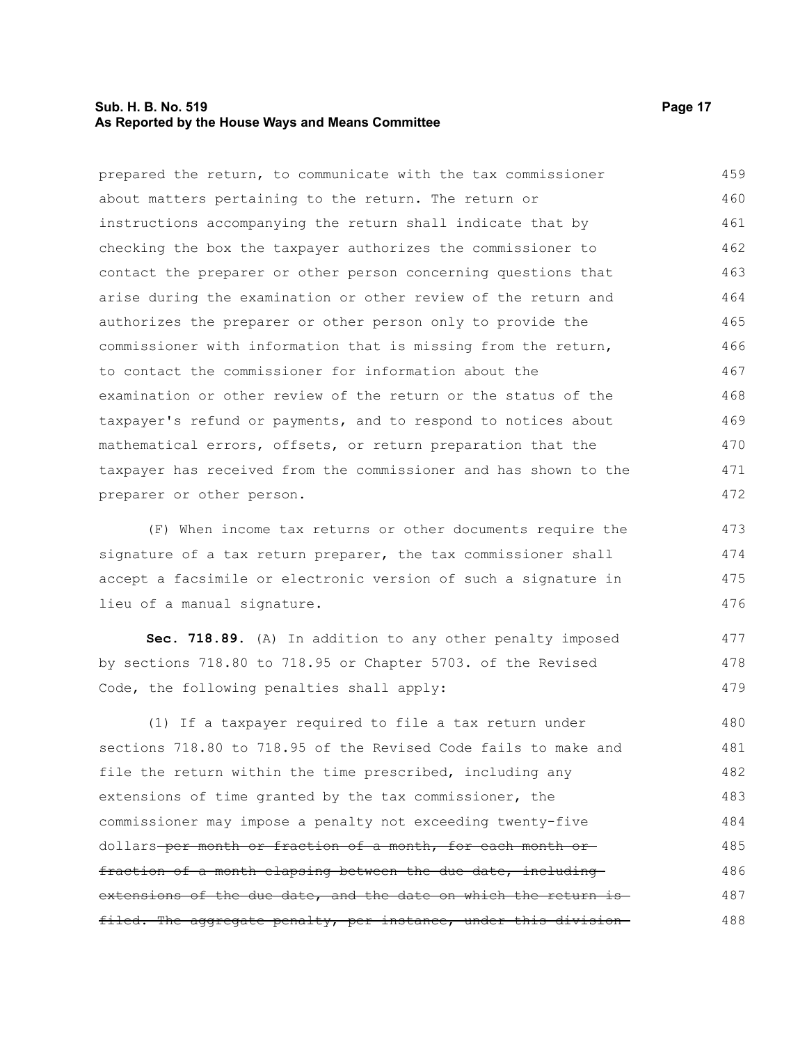prepared the return, to communicate with the tax commissioner about matters pertaining to the return. The return or instructions accompanying the return shall indicate that by checking the box the taxpayer authorizes the commissioner to contact the preparer or other person concerning questions that arise during the examination or other review of the return and authorizes the preparer or other person only to provide the commissioner with information that is missing from the return, to contact the commissioner for information about the examination or other review of the return or the status of the taxpayer's refund or payments, and to respond to notices about mathematical errors, offsets, or return preparation that the taxpayer has received from the commissioner and has shown to the preparer or other person.

(F) When income tax returns or other documents require the signature of a tax return preparer, the tax commissioner shall accept a facsimile or electronic version of such a signature in lieu of a manual signature.

**Sec. 718.89.** (A) In addition to any other penalty imposed by sections 718.80 to 718.95 or Chapter 5703. of the Revised Code, the following penalties shall apply:

(1) If a taxpayer required to file a tax return under sections 718.80 to 718.95 of the Revised Code fails to make and file the return within the time prescribed, including any extensions of time granted by the tax commissioner, the commissioner may impose a penalty not exceeding twenty-five dollars ~~per month or fraction of a month, for each month or fraction of a month elapsing between the due date, including extensions of the due date, and the date on which the return is filed. The aggregate penalty, per instance, under this division~~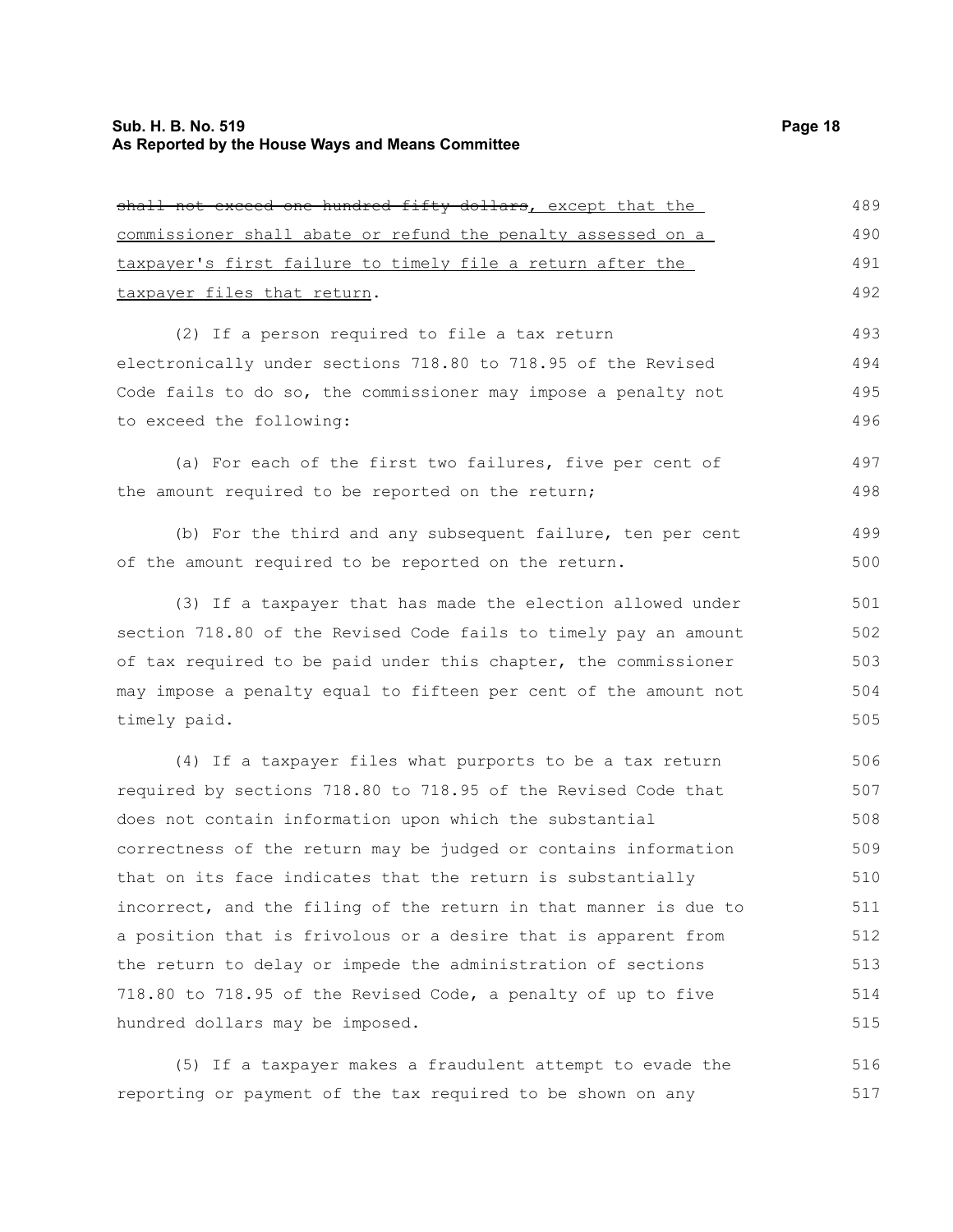~~shall not exceed one hundred fifty dollars~~, except that the commissioner shall abate or refund the penalty assessed on a taxpayer's first failure to timely file a return after the taxpayer files that return.

(2) If a person required to file a tax return electronically under sections 718.80 to 718.95 of the Revised Code fails to do so, the commissioner may impose a penalty not to exceed the following:

(a) For each of the first two failures, five per cent of the amount required to be reported on the return;

(b) For the third and any subsequent failure, ten per cent of the amount required to be reported on the return.

(3) If a taxpayer that has made the election allowed under section 718.80 of the Revised Code fails to timely pay an amount of tax required to be paid under this chapter, the commissioner may impose a penalty equal to fifteen per cent of the amount not timely paid.

(4) If a taxpayer files what purports to be a tax return required by sections 718.80 to 718.95 of the Revised Code that does not contain information upon which the substantial correctness of the return may be judged or contains information that on its face indicates that the return is substantially incorrect, and the filing of the return in that manner is due to a position that is frivolous or a desire that is apparent from the return to delay or impede the administration of sections 718.80 to 718.95 of the Revised Code, a penalty of up to five hundred dollars may be imposed.

(5) If a taxpayer makes a fraudulent attempt to evade the reporting or payment of the tax required to be shown on any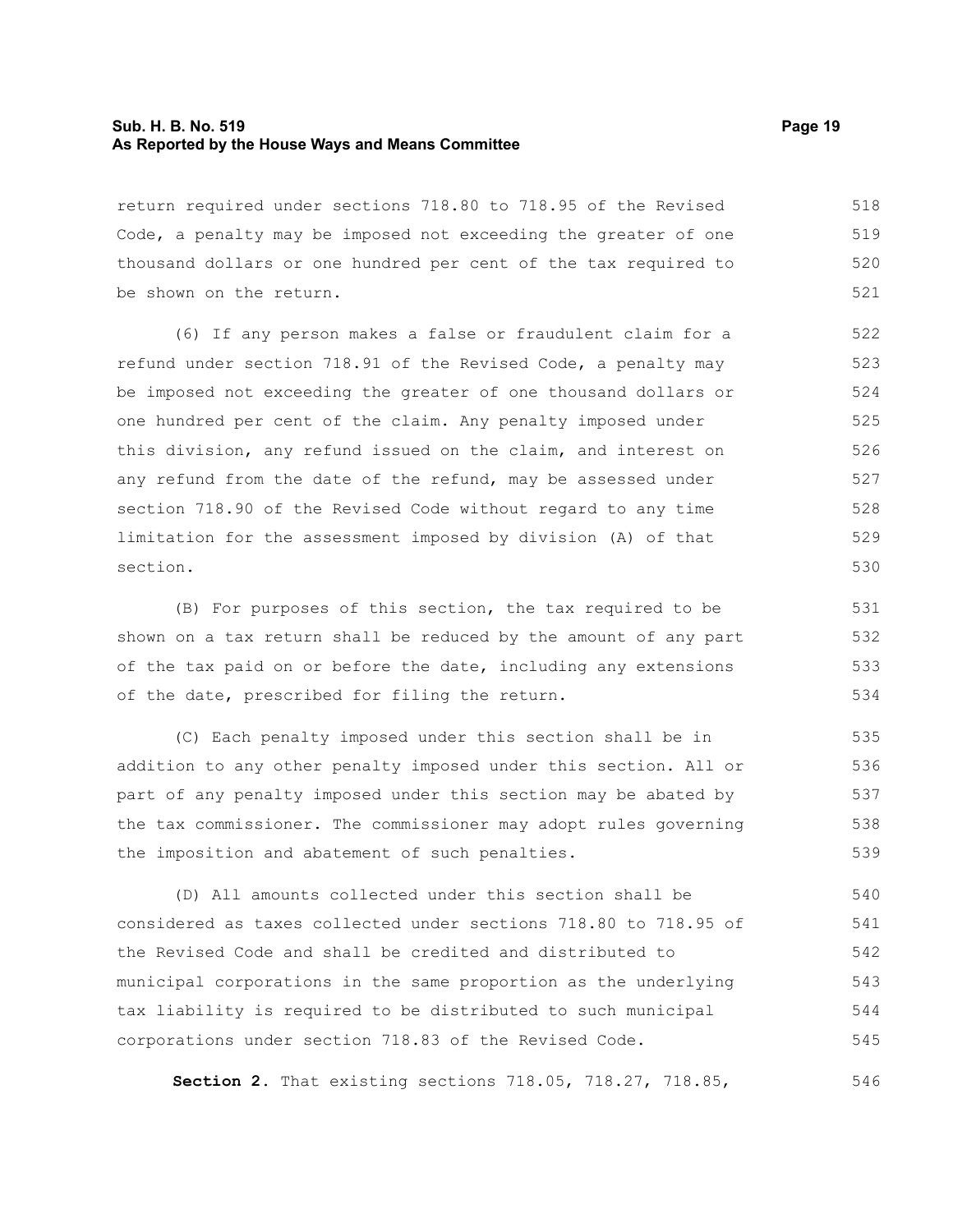return required under sections 718.80 to 718.95 of the Revised Code, a penalty may be imposed not exceeding the greater of one thousand dollars or one hundred per cent of the tax required to be shown on the return.

(6) If any person makes a false or fraudulent claim for a refund under section 718.91 of the Revised Code, a penalty may be imposed not exceeding the greater of one thousand dollars or one hundred per cent of the claim. Any penalty imposed under this division, any refund issued on the claim, and interest on any refund from the date of the refund, may be assessed under section 718.90 of the Revised Code without regard to any time limitation for the assessment imposed by division (A) of that section.

(B) For purposes of this section, the tax required to be shown on a tax return shall be reduced by the amount of any part of the tax paid on or before the date, including any extensions of the date, prescribed for filing the return.

(C) Each penalty imposed under this section shall be in addition to any other penalty imposed under this section. All or part of any penalty imposed under this section may be abated by the tax commissioner. The commissioner may adopt rules governing the imposition and abatement of such penalties.

(D) All amounts collected under this section shall be considered as taxes collected under sections 718.80 to 718.95 of the Revised Code and shall be credited and distributed to municipal corporations in the same proportion as the underlying tax liability is required to be distributed to such municipal corporations under section 718.83 of the Revised Code.

**Section 2.** That existing sections 718.05, 718.27, 718.85,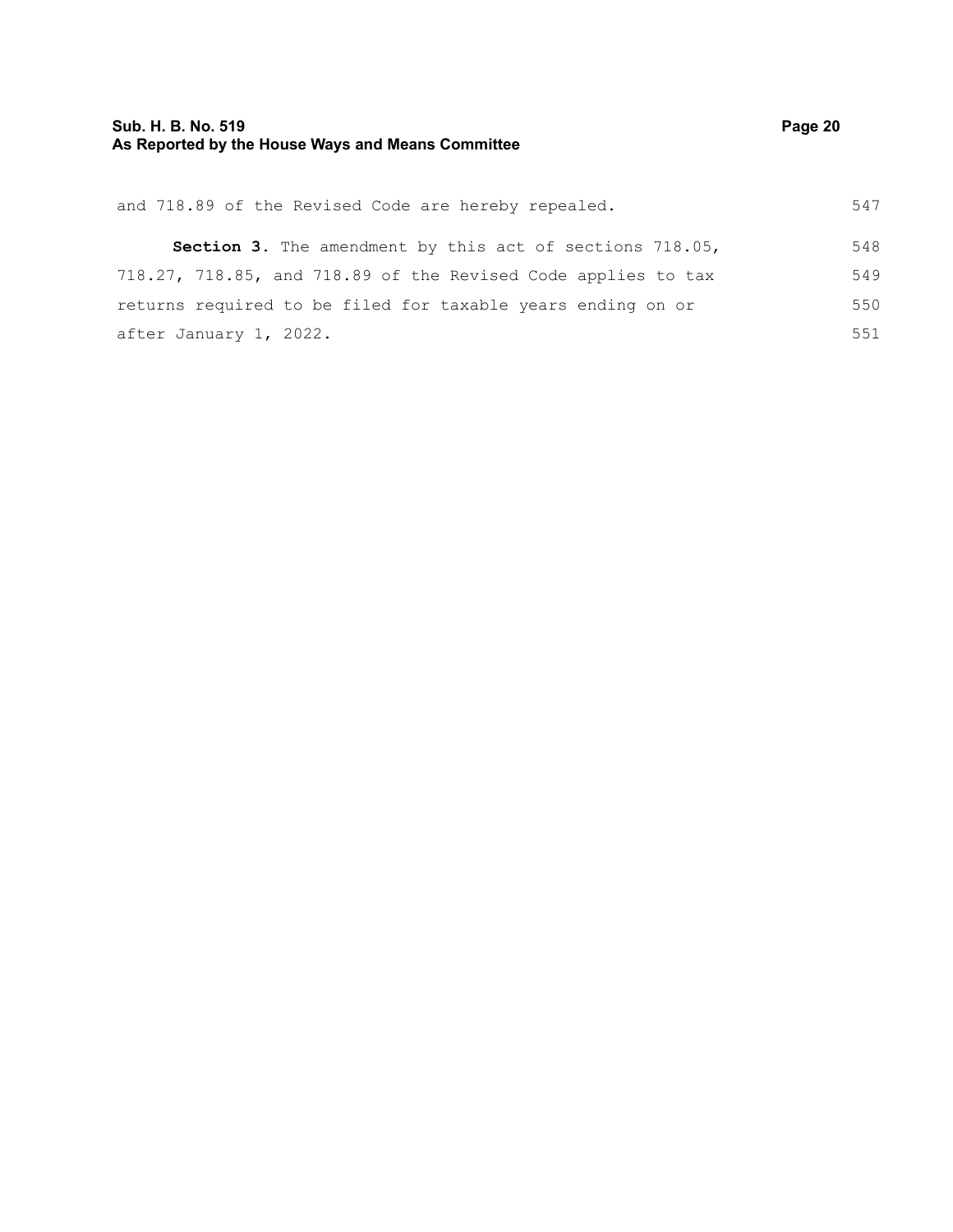and 718.89 of the Revised Code are hereby repealed.

**Section 3.** The amendment by this act of sections 718.05, 718.27, 718.85, and 718.89 of the Revised Code applies to tax returns required to be filed for taxable years ending on or after January 1, 2022.